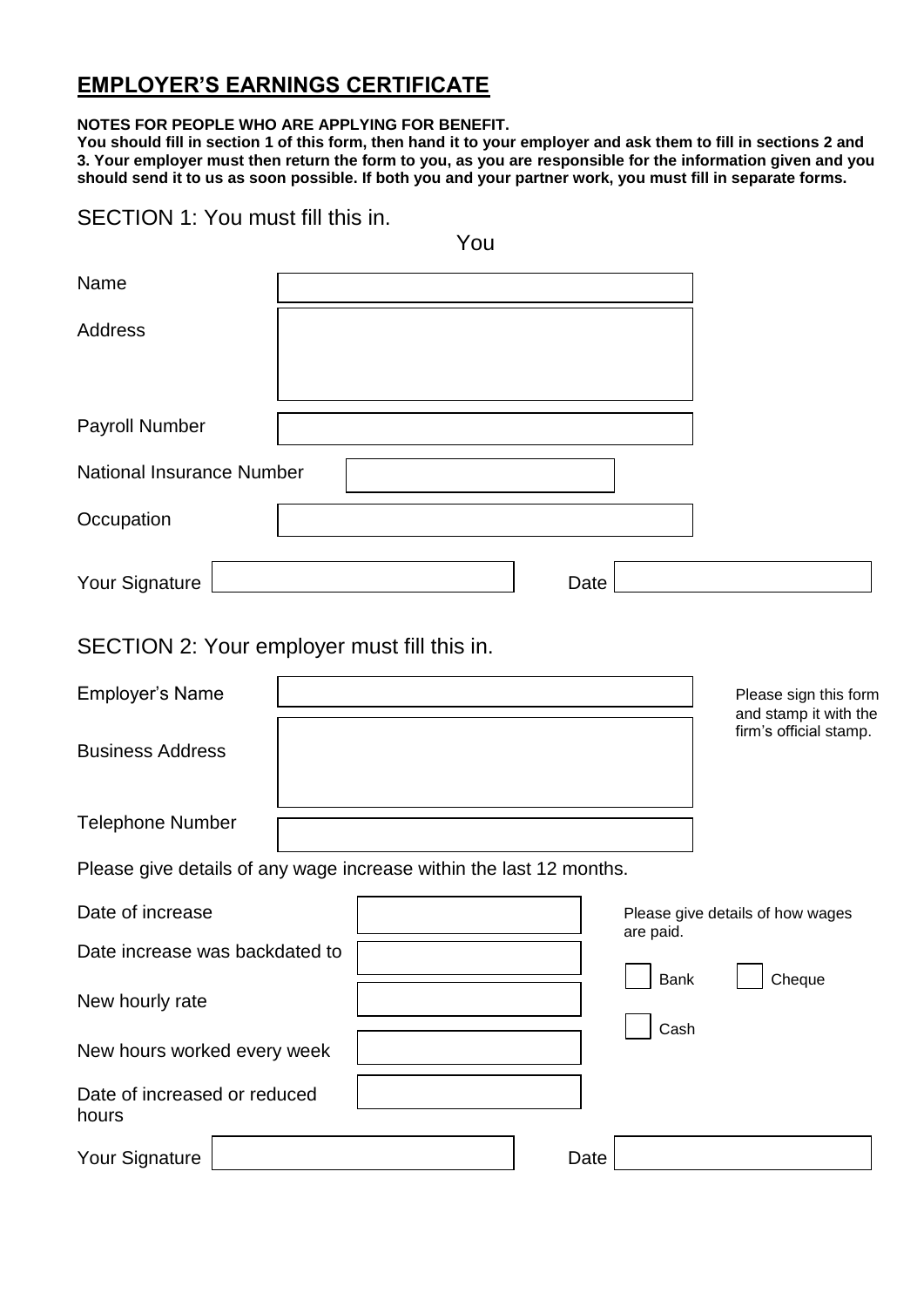# EMPLOYER'S EARNINGS CERTIFICATE

**NOTES FOR PEOPLE WHO ARE APPLYING FOR BENEFIT.**
**You should fill in section 1 of this form, then hand it to your employer and ask them to fill in sections 2 and 3. Your employer must then return the form to you, as you are responsible for the information given and you should send it to us as soon possible. If both you and your partner work, you must fill in separate forms.**

## SECTION 1: You must fill this in.

| | You |
|---|---|
| Name | |
| Address | |
| Payroll Number | |
| National Insurance Number | |
| Occupation | |

Your Signature ____________________ Date ____________________

## SECTION 2: Your employer must fill this in.

Please sign this form and stamp it with the firm's official stamp.

| | |
|---|---|
| Employer's Name | |
| Business Address | |
| Telephone Number | |

Please give details of any wage increase within the last 12 months.

| | |
|---|---|
| Date of increase | |
| Date increase was backdated to | |
| New hourly rate | |
| New hours worked every week | |
| Date of increased or reduced hours | |

Please give details of how wages are paid.

- [ ] Bank
- [ ] Cheque
- [ ] Cash

Your Signature ____________________ Date ____________________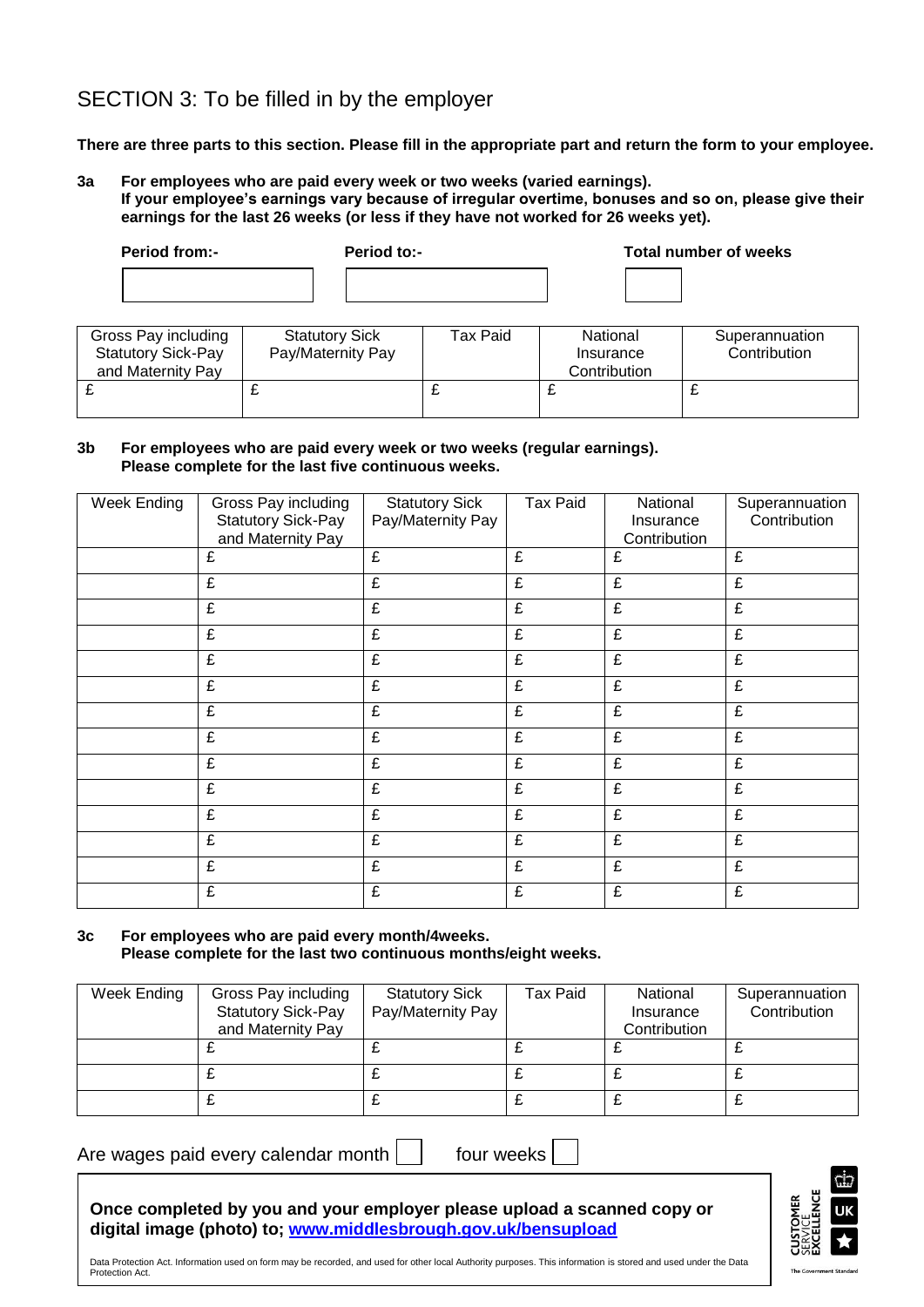# SECTION 3: To be filled in by the employer

**There are three parts to this section. Please fill in the appropriate part and return the form to your employee.**

**3a For employees who are paid every week or two weeks (varied earnings).**
**If your employee's earnings vary because of irregular overtime, bonuses and so on, please give their earnings for the last 26 weeks (or less if they have not worked for 26 weeks yet).**

| Period from:- | Period to:- | Total number of weeks |
|---|---|---|
| | | |

| Gross Pay including Statutory Sick-Pay and Maternity Pay | Statutory Sick Pay/Maternity Pay | Tax Paid | National Insurance Contribution | Superannuation Contribution |
|---|---|---|---|---|
| £ | £ | £ | £ | £ |

**3b For employees who are paid every week or two weeks (regular earnings).**
**Please complete for the last five continuous weeks.**

| Week Ending | Gross Pay including Statutory Sick-Pay and Maternity Pay | Statutory Sick Pay/Maternity Pay | Tax Paid | National Insurance Contribution | Superannuation Contribution |
|---|---|---|---|---|---|
| | £ | £ | £ | £ | £ |
| | £ | £ | £ | £ | £ |
| | £ | £ | £ | £ | £ |
| | £ | £ | £ | £ | £ |
| | £ | £ | £ | £ | £ |
| | £ | £ | £ | £ | £ |
| | £ | £ | £ | £ | £ |
| | £ | £ | £ | £ | £ |
| | £ | £ | £ | £ | £ |
| | £ | £ | £ | £ | £ |
| | £ | £ | £ | £ | £ |
| | £ | £ | £ | £ | £ |
| | £ | £ | £ | £ | £ |
| | £ | £ | £ | £ | £ |

**3c For employees who are paid every month/4weeks.**
**Please complete for the last two continuous months/eight weeks.**

| Week Ending | Gross Pay including Statutory Sick-Pay and Maternity Pay | Statutory Sick Pay/Maternity Pay | Tax Paid | National Insurance Contribution | Superannuation Contribution |
|---|---|---|---|---|---|
| | £ | £ | £ | £ | £ |
| | £ | £ | £ | £ | £ |
| | £ | £ | £ | £ | £ |

Are wages paid every calendar month ☐ four weeks ☐

**Once completed by you and your employer please upload a scanned copy or digital image (photo) to; [www.middlesbrough.gov.uk/bensupload](www.middlesbrough.gov.uk/bensupload)**

Data Protection Act. Information used on form may be recorded, and used for other local Authority purposes. This information is stored and used under the Data Protection Act.

CUSTOMER SERVICE EXCELLENCE

The Government Standard